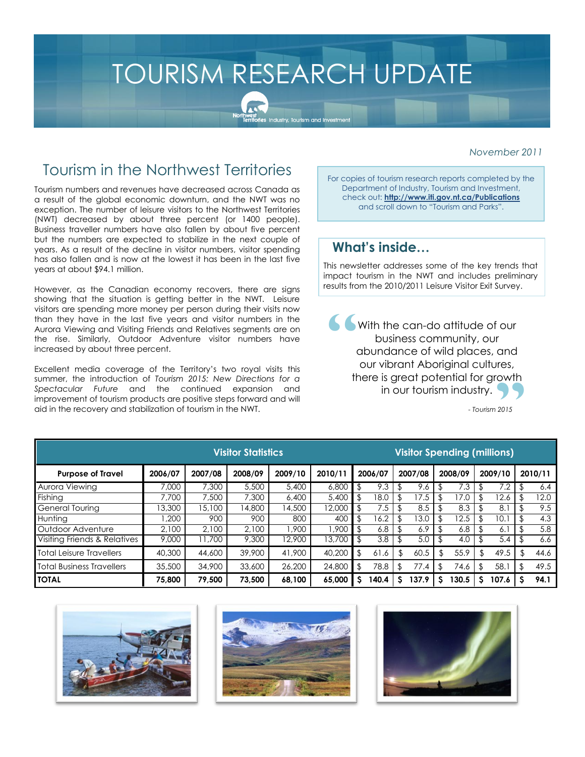# TOURISM RESEARCH UPDATE

Northwest Territories Industry, Tourism and Investment

*November 2011*

## Tourism in the Northwest Territories

Tourism numbers and revenues have decreased across Canada as a result of the global economic downturn, and the NWT was no exception. The number of leisure visitors to the Northwest Territories (NWT) decreased by about three percent (or 1400 people). Business traveller numbers have also fallen by about five percent but the numbers are expected to stabilize in the next couple of years. As a result of the decline in visitor numbers, visitor spending has also fallen and is now at the lowest it has been in the last five years at about $94.1 million.

However, as the Canadian economy recovers, there are signs showing that the situation is getting better in the NWT. Leisure visitors are spending more money per person during their visits now than they have in the last five years and visitor numbers in the Aurora Viewing and Visiting Friends and Relatives segments are on the rise. Similarly, Outdoor Adventure visitor numbers have increased by about three percent.

Excellent media coverage of the Territory's two royal visits this summer, the introduction of *Tourism 2015: New Directions for a Spectacular Future* and the continued expansion and improvement of tourism products are positive steps forward and will aid in the recovery and stabilization of tourism in the NWT.

For copies of tourism research reports completed by the Department of Industry, Tourism and Investment, check out: **http://www.iti.gov.nt.ca/Publications** and scroll down to "Tourism and Parks".

## What's inside…

This newsletter addresses some of the key trends that impact tourism in the NWT and includes preliminary results from the 2010/2011 Leisure Visitor Exit Survey.

> "With the can-do attitude of our business community, our abundance of wild places, and our vibrant Aboriginal cultures, there is great potential for growth in our tourism industry."
>
> *- Tourism 2015*

| | Visitor Statistics | | | | | Visitor Spending (millions) | | | | |
|---|---|---|---|---|---|---|---|---|---|---|
| **Purpose of Travel** | **2006/07** | **2007/08** | **2008/09** | **2009/10** | **2010/11** | **2006/07** | **2007/08** | **2008/09** | **2009/10** | **2010/11** |
| Aurora Viewing | 7,000 | 7,300 | 5,500 | 5,400 | 6,800 | $ 9.3 | $ 9.6 | $ 7.3 | $ 7.2 | $ 6.4 |
| Fishing | 7,700 | 7,500 | 7,300 | 6,400 | 5,400 | $ 18.0 | $ 17.5 | $ 17.0 | $ 12.6 | $ 12.0 |
| General Touring | 13,300 | 15,100 | 14,800 | 14,500 | 12,000 | $ 7.5 | $ 8.5 | $ 8.3 | $ 8.1 | $ 9.5 |
| Hunting | 1,200 | 900 | 900 | 800 | 400 | $ 16.2 | $ 13.0 | $ 12.5 | $ 10.1 | $ 4.3 |
| Outdoor Adventure | 2,100 | 2,100 | 2,100 | 1,900 | 1,900 | $ 6.8 | $ 6.9 | $ 6.8 | $ 6.1 | $ 5.8 |
| Visiting Friends & Relatives | 9,000 | 11,700 | 9,300 | 12,900 | 13,700 | $ 3.8 | $ 5.0 | $ 4.0 | $ 5.4 | $ 6.6 |
| Total Leisure Travellers | 40,300 | 44,600 | 39,900 | 41,900 | 40,200 | $ 61.6 | $ 60.5 | $ 55.9 | $ 49.5 | $ 44.6 |
| Total Business Travellers | 35,500 | 34,900 | 33,600 | 26,200 | 24,800 | $ 78.8 | $ 77.4 | $ 74.6 | $ 58.1 | $ 49.5 |
| **TOTAL** | **75,800** | **79,500** | **73,500** | **68,100** | **65,000** | **$ 140.4** | **$ 137.9** | **$ 130.5** | **$ 107.6** | **$ 94.1** |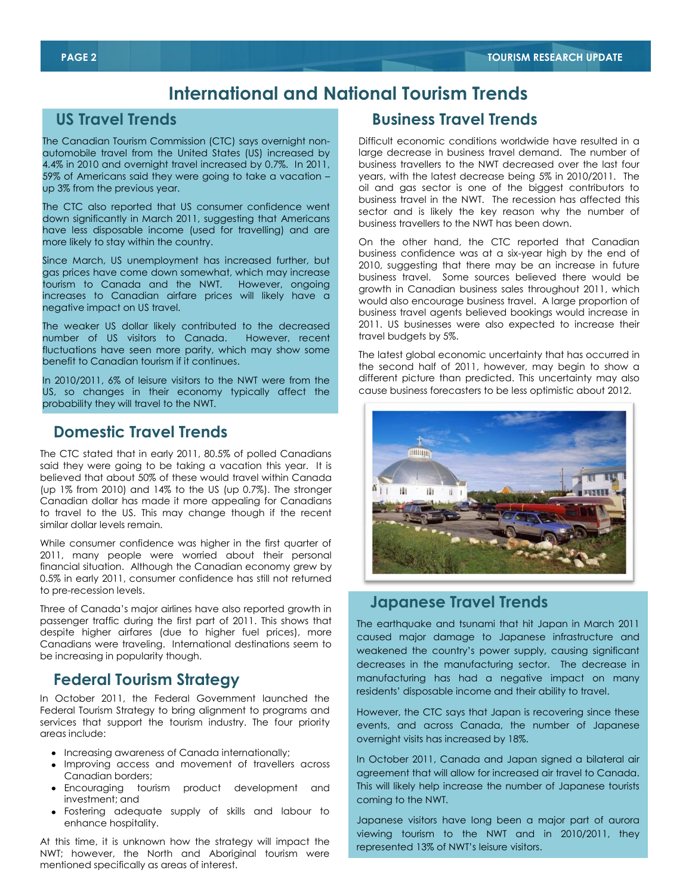# International and National Tourism Trends

## US Travel Trends

The Canadian Tourism Commission (CTC) says overnight non-automobile travel from the United States (US) increased by 4.4% in 2010 and overnight travel increased by 0.7%. In 2011, 59% of Americans said they were going to take a vacation – up 3% from the previous year.

The CTC also reported that US consumer confidence went down significantly in March 2011, suggesting that Americans have less disposable income (used for travelling) and are more likely to stay within the country.

Since March, US unemployment has increased further, but gas prices have come down somewhat, which may increase tourism to Canada and the NWT. However, ongoing increases to Canadian airfare prices will likely have a negative impact on US travel.

The weaker US dollar likely contributed to the decreased number of US visitors to Canada. However, recent fluctuations have seen more parity, which may show some benefit to Canadian tourism if it continues.

In 2010/2011, 6% of leisure visitors to the NWT were from the US, so changes in their economy typically affect the probability they will travel to the NWT.

## Domestic Travel Trends

The CTC stated that in early 2011, 80.5% of polled Canadians said they were going to be taking a vacation this year. It is believed that about 50% of these would travel within Canada (up 1% from 2010) and 14% to the US (up 0.7%). The stronger Canadian dollar has made it more appealing for Canadians to travel to the US. This may change though if the recent similar dollar levels remain.

While consumer confidence was higher in the first quarter of 2011, many people were worried about their personal financial situation. Although the Canadian economy grew by 0.5% in early 2011, consumer confidence has still not returned to pre-recession levels.

Three of Canada's major airlines have also reported growth in passenger traffic during the first part of 2011. This shows that despite higher airfares (due to higher fuel prices), more Canadians were traveling. International destinations seem to be increasing in popularity though.

## Federal Tourism Strategy

In October 2011, the Federal Government launched the Federal Tourism Strategy to bring alignment to programs and services that support the tourism industry. The four priority areas include:

- Increasing awareness of Canada internationally;
- Improving access and movement of travellers across Canadian borders;
- Encouraging tourism product development and investment; and
- Fostering adequate supply of skills and labour to enhance hospitality.

At this time, it is unknown how the strategy will impact the NWT; however, the North and Aboriginal tourism were mentioned specifically as areas of interest.

## Business Travel Trends

Difficult economic conditions worldwide have resulted in a large decrease in business travel demand. The number of business travellers to the NWT decreased over the last four years, with the latest decrease being 5% in 2010/2011. The oil and gas sector is one of the biggest contributors to business travel in the NWT. The recession has affected this sector and is likely the key reason why the number of business travellers to the NWT has been down.

On the other hand, the CTC reported that Canadian business confidence was at a six-year high by the end of 2010, suggesting that there may be an increase in future business travel. Some sources believed there would be growth in Canadian business sales throughout 2011, which would also encourage business travel. A large proportion of business travel agents believed bookings would increase in 2011. US businesses were also expected to increase their travel budgets by 5%.

The latest global economic uncertainty that has occurred in the second half of 2011, however, may begin to show a different picture than predicted. This uncertainty may also cause business forecasters to be less optimistic about 2012.

## Japanese Travel Trends

The earthquake and tsunami that hit Japan in March 2011 caused major damage to Japanese infrastructure and weakened the country's power supply, causing significant decreases in the manufacturing sector. The decrease in manufacturing has had a negative impact on many residents' disposable income and their ability to travel.

However, the CTC says that Japan is recovering since these events, and across Canada, the number of Japanese overnight visits has increased by 18%.

In October 2011, Canada and Japan signed a bilateral air agreement that will allow for increased air travel to Canada. This will likely help increase the number of Japanese tourists coming to the NWT.

Japanese visitors have long been a major part of aurora viewing tourism to the NWT and in 2010/2011, they represented 13% of NWT's leisure visitors.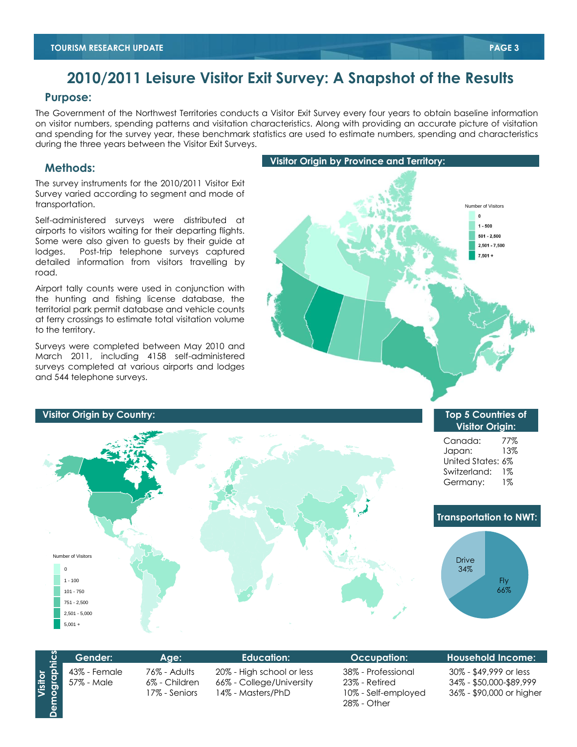# 2010/2011 Leisure Visitor Exit Survey: A Snapshot of the Results

## Purpose:

The Government of the Northwest Territories conducts a Visitor Exit Survey every four years to obtain baseline information on visitor numbers, spending patterns and visitation characteristics. Along with providing an accurate picture of visitation and spending for the survey year, these benchmark statistics are used to estimate numbers, spending and characteristics during the three years between the Visitor Exit Surveys.

## Methods:

The survey instruments for the 2010/2011 Visitor Exit Survey varied according to segment and mode of transportation.

Self-administered surveys were distributed at airports to visitors waiting for their departing flights. Some were also given to guests by their guide at lodges. Post-trip telephone surveys captured detailed information from visitors travelling by road.

Airport tally counts were used in conjunction with the hunting and fishing license database, the territorial park permit database and vehicle counts at ferry crossings to estimate total visitation volume to the territory.

Surveys were completed between May 2010 and March 2011, including 4158 self-administered surveys completed at various airports and lodges and 544 telephone surveys.

### Visitor Origin by Province and Territory:

Number of Visitors
- 0
- 1 - 500
- 501 - 2,500
- 2,501 - 7,500
- 7,501 +

### Visitor Origin by Country:

Number of Visitors
- 0
- 1 - 100
- 101 - 750
- 751 - 2,500
- 2,501 - 5,000
- 5,001 +

### Top 5 Countries of Visitor Origin:

| Country | % |
|---|---|
| Canada: | 77% |
| Japan: | 13% |
| United States: | 6% |
| Switzerland: | 1% |
| Germany: | 1% |

### Transportation to NWT:

- Drive 34%
- Fly 66%

### Visitor Demographics

| Gender: | Age: | Education: | Occupation: | Household Income: |
|---|---|---|---|---|
| 43% - Female | 76% - Adults | 20% - High school or less | 38% - Professional | 30% - $49,999 or less |
| 57% - Male | 6% - Children | 66% - College/University | 23% - Retired | 34% - $50,000-$89,999 |
| | 17% - Seniors | 14% - Masters/PhD | 10% - Self-employed | 36% - $90,000 or higher |
| | | | 28% - Other | |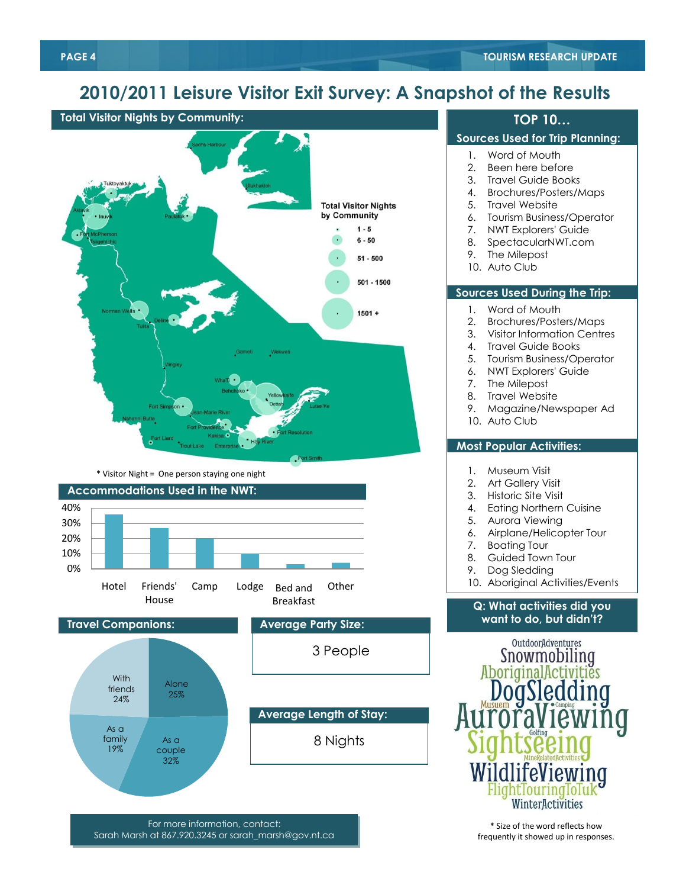# 2010/2011 Leisure Visitor Exit Survey: A Snapshot of the Results

## Total Visitor Nights by Community:

Sachs Harbour
Tuktoyaktuk
Ulukhaktok
Aklavik
Inuvik
Paulatuk
Fort McPherson
Tsiigehtchic
Norman Wells
Deline
Tulita
Gameti
Wekweeti
Wrigley
WhaTi
Behchoko
Yellowknife
Dettah
Lutsel'Ke
Fort Simpson
Jean-Marie River
Nahanni Butte
Fort Providence
Kakisa
Fort Resolution
Fort Liard
Trout Lake
Enterprise
Hay River
Fort Smith

Total Visitor Nights by Community
1 - 5
6 - 50
51 - 500
501 - 1500
1501 +

\* Visitor Night = One person staying one night

## Accommodations Used in the NWT:

40%
30%
20%
10%
0%

Hotel
Friends' House
Camp
Lodge
Bed and Breakfast
Other

## Travel Companions:

Alone 25%
As a couple 32%
As a family 19%
With friends 24%

## Average Party Size:

3 People

## Average Length of Stay:

8 Nights

For more information, contact:
Sarah Marsh at 867.920.3245 or sarah_marsh@gov.nt.ca

## TOP 10…

### Sources Used for Trip Planning:

1. Word of Mouth
2. Been here before
3. Travel Guide Books
4. Brochures/Posters/Maps
5. Travel Website
6. Tourism Business/Operator
7. NWT Explorers' Guide
8. SpectacularNWT.com
9. The Milepost
10. Auto Club

### Sources Used During the Trip:

1. Word of Mouth
2. Brochures/Posters/Maps
3. Visitor Information Centres
4. Travel Guide Books
5. Tourism Business/Operator
6. NWT Explorers' Guide
7. The Milepost
8. Travel Website
9. Magazine/Newspaper Ad
10. Auto Club

### Most Popular Activities:

1. Museum Visit
2. Art Gallery Visit
3. Historic Site Visit
4. Eating Northern Cuisine
5. Aurora Viewing
6. Airplane/Helicopter Tour
7. Boating Tour
8. Guided Town Tour
9. Dog Sledding
10. Aboriginal Activities/Events

### Q: What activities did you want to do, but didn't?

OutdoorAdventures
Snowmobiling
AboriginalActivities
DogSledding
Musuem
Camping
AuroraViewing
Golfing
Sightseeing
MineRelatedActivities
WildlifeViewing
FlightTouringToTuk
WinterActivities

\* Size of the word reflects how frequently it showed up in responses.